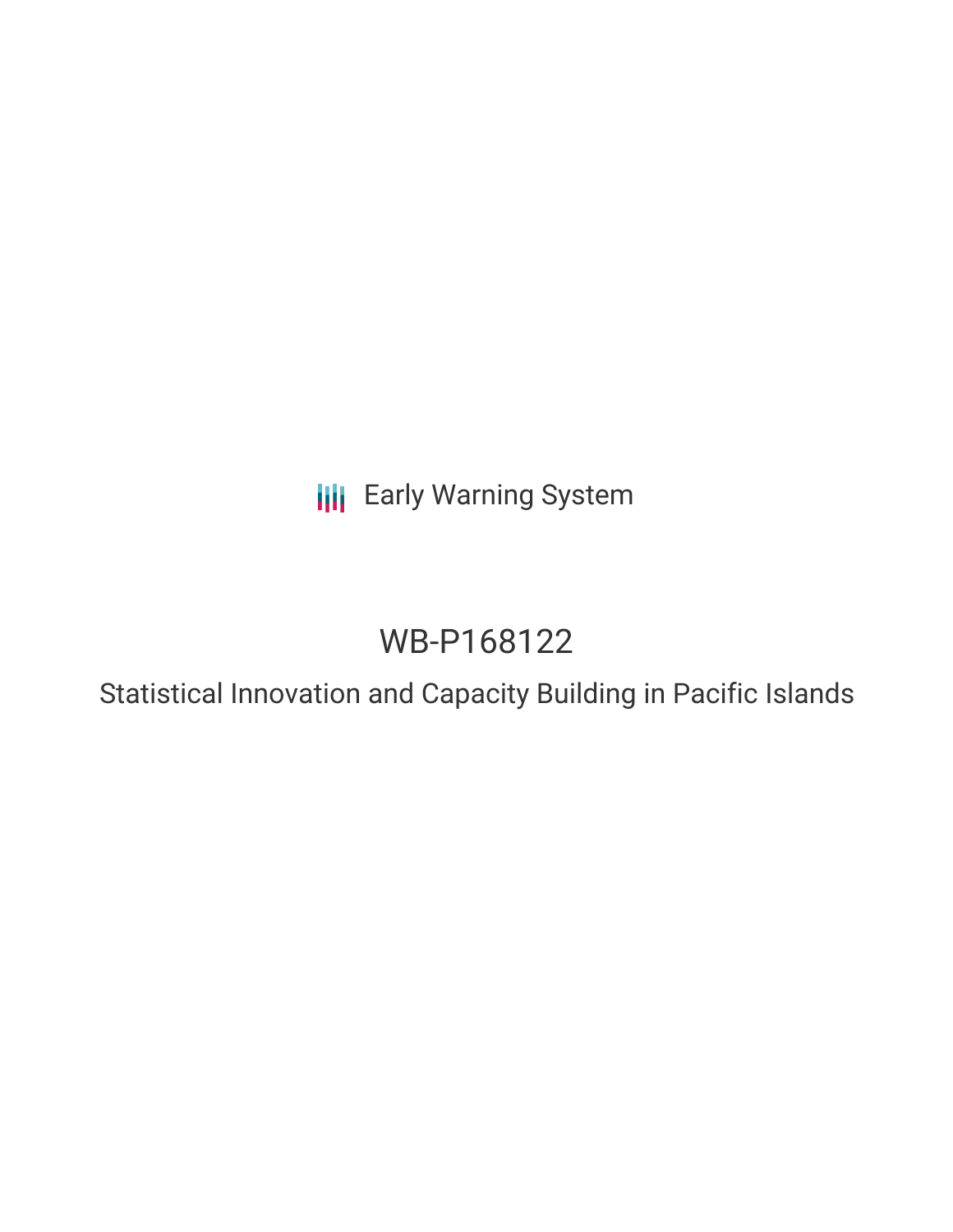Early Warning System

# WB-P168122

## Statistical Innovation and Capacity Building in Pacific Islands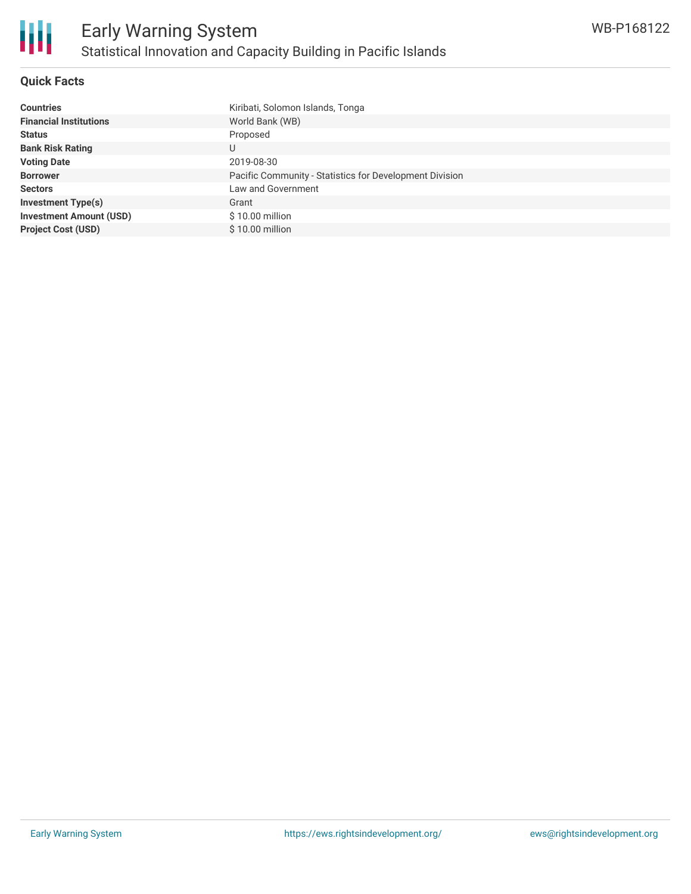## Quick Facts

| | |
|---|---|
| **Countries** | Kiribati, Solomon Islands, Tonga |
| **Financial Institutions** | World Bank (WB) |
| **Status** | Proposed |
| **Bank Risk Rating** | U |
| **Voting Date** | 2019-08-30 |
| **Borrower** | Pacific Community - Statistics for Development Division |
| **Sectors** | Law and Government |
| **Investment Type(s)** | Grant |
| **Investment Amount (USD)** | $ 10.00 million |
| **Project Cost (USD)** | $ 10.00 million |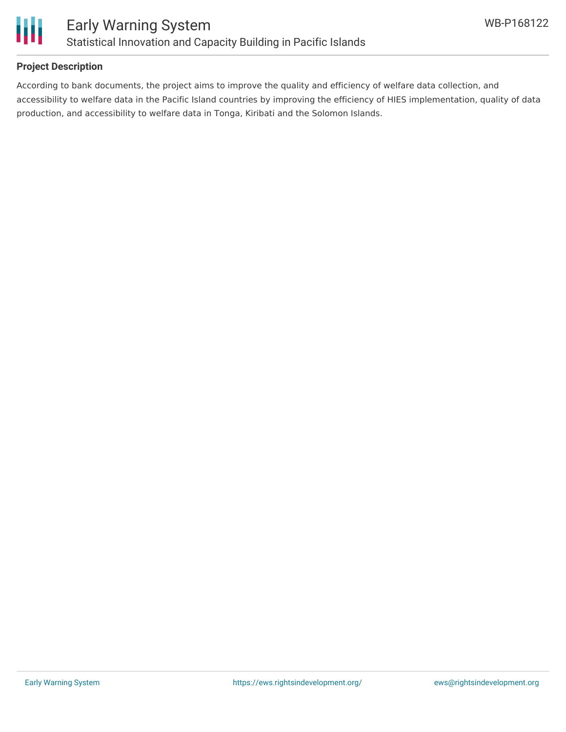## Project Description

According to bank documents, the project aims to improve the quality and efficiency of welfare data collection, and accessibility to welfare data in the Pacific Island countries by improving the efficiency of HIES implementation, quality of data production, and accessibility to welfare data in Tonga, Kiribati and the Solomon Islands.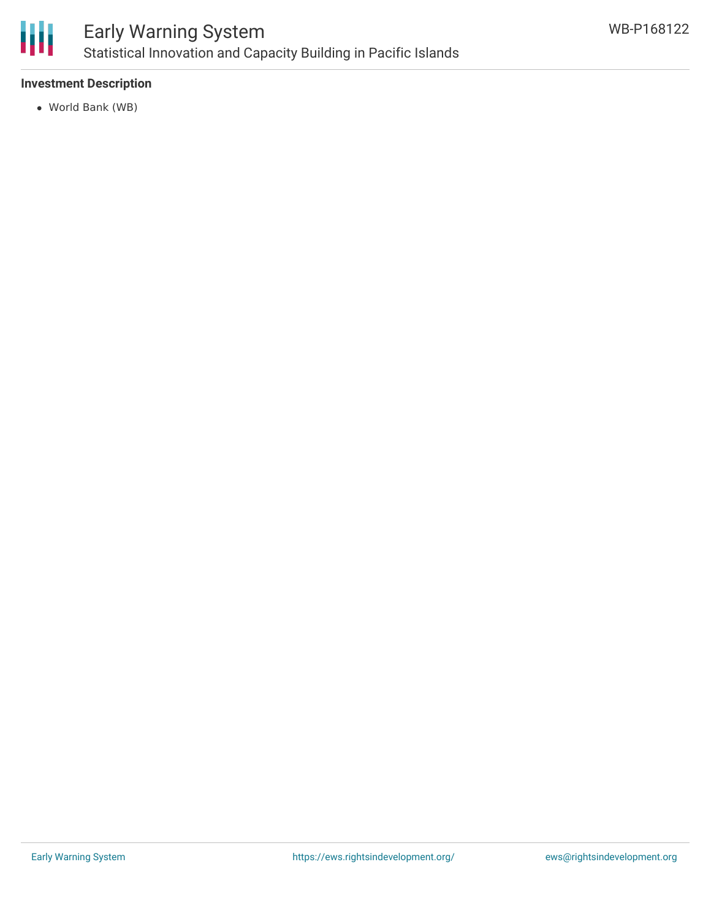**Investment Description**

- World Bank (WB)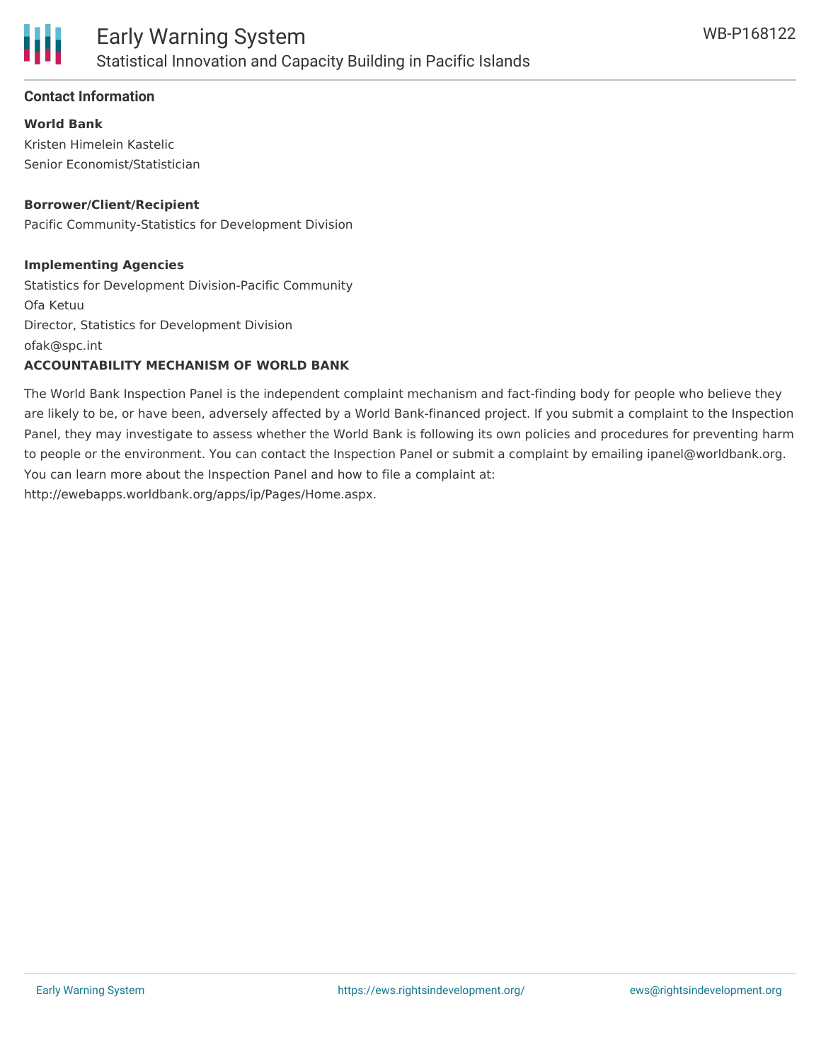## Contact Information

**World Bank**

Kristen Himelein Kastelic
Senior Economist/Statistician

**Borrower/Client/Recipient**

Pacific Community-Statistics for Development Division

**Implementing Agencies**

Statistics for Development Division-Pacific Community
Ofa Ketuu
Director, Statistics for Development Division
ofak@spc.int

**ACCOUNTABILITY MECHANISM OF WORLD BANK**

The World Bank Inspection Panel is the independent complaint mechanism and fact-finding body for people who believe they are likely to be, or have been, adversely affected by a World Bank-financed project. If you submit a complaint to the Inspection Panel, they may investigate to assess whether the World Bank is following its own policies and procedures for preventing harm to people or the environment. You can contact the Inspection Panel or submit a complaint by emailing ipanel@worldbank.org. You can learn more about the Inspection Panel and how to file a complaint at: http://ewebapps.worldbank.org/apps/ip/Pages/Home.aspx.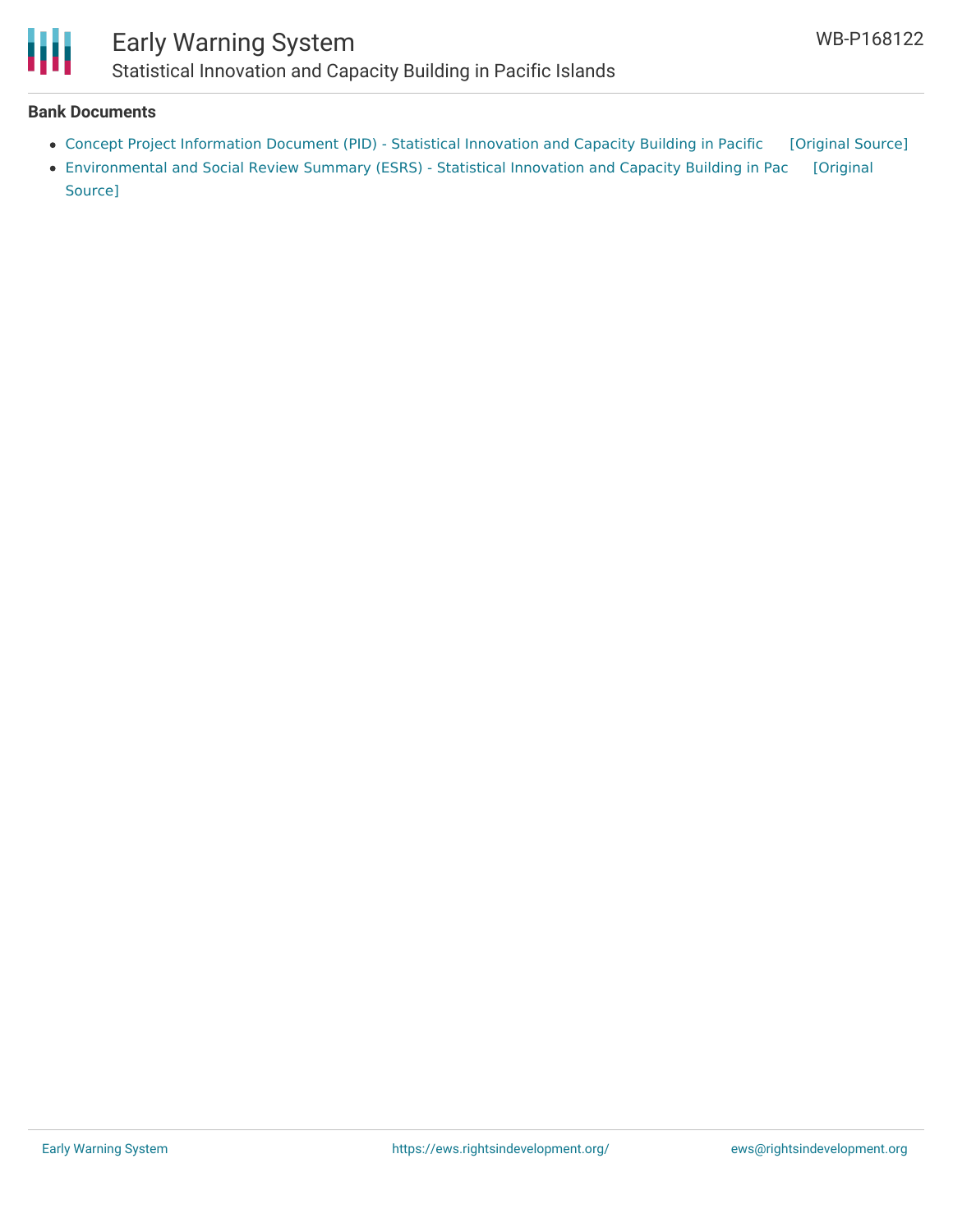**Bank Documents**

- Concept Project Information Document (PID) - Statistical Innovation and Capacity Building in Pacific [Original Source]
- Environmental and Social Review Summary (ESRS) - Statistical Innovation and Capacity Building in Pac [Original Source]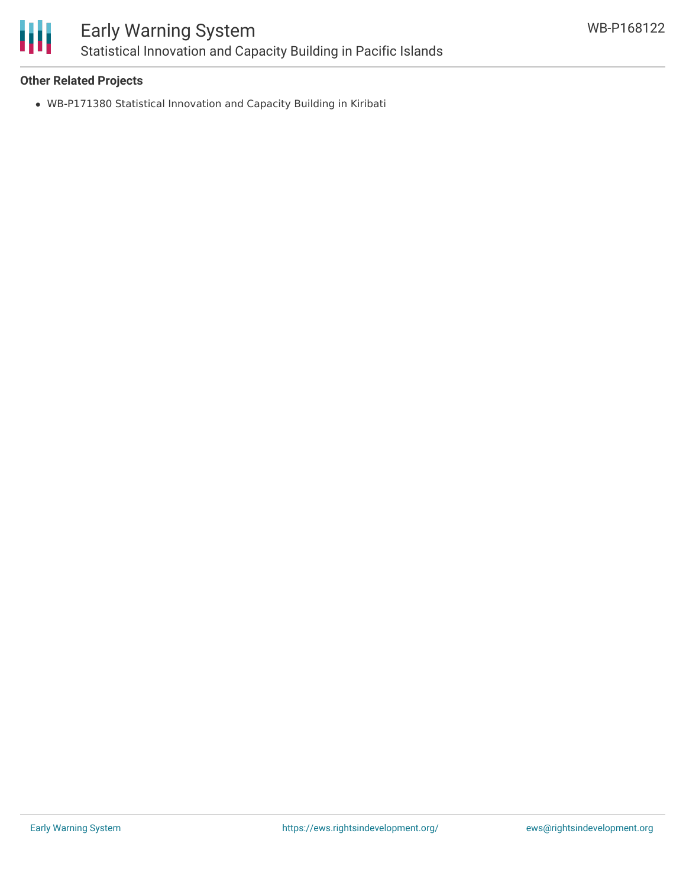**Other Related Projects**

- WB-P171380 Statistical Innovation and Capacity Building in Kiribati